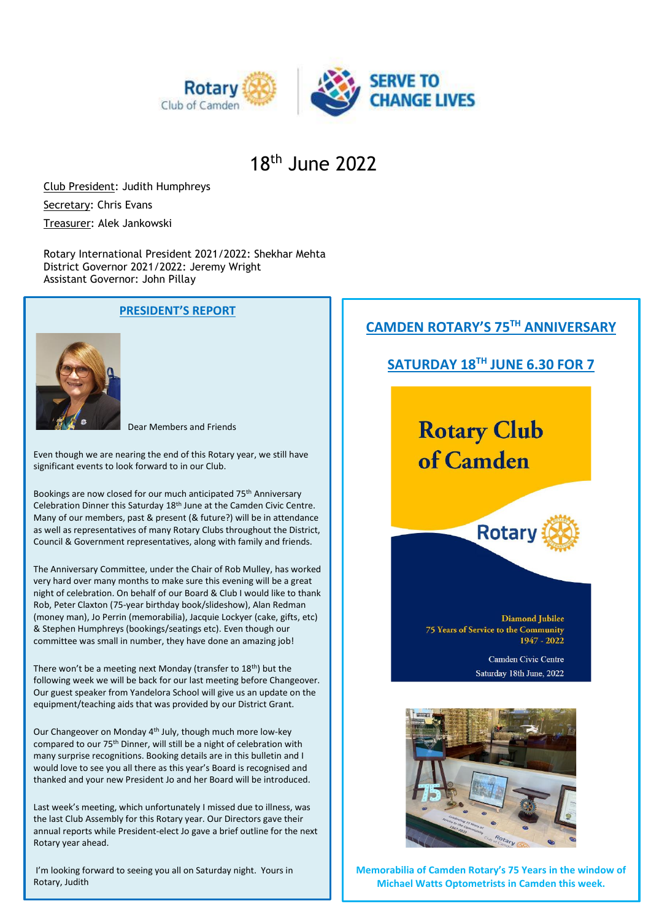# 18th June 2022

Club President: Judith Humphreys

Secretary: Chris Evans

Treasurer: Alek Jankowski

Rotary International President 2021/2022: Shekhar Mehta
District Governor 2021/2022: Jeremy Wright
Assistant Governor: John Pillay

## PRESIDENT'S REPORT

Dear Members and Friends

Even though we are nearing the end of this Rotary year, we still have significant events to look forward to in our Club.

Bookings are now closed for our much anticipated 75th Anniversary Celebration Dinner this Saturday 18th June at the Camden Civic Centre. Many of our members, past & present (& future?) will be in attendance as well as representatives of many Rotary Clubs throughout the District, Council & Government representatives, along with family and friends.

The Anniversary Committee, under the Chair of Rob Mulley, has worked very hard over many months to make sure this evening will be a great night of celebration. On behalf of our Board & Club I would like to thank Rob, Peter Claxton (75-year birthday book/slideshow), Alan Redman (money man), Jo Perrin (memorabilia), Jacquie Lockyer (cake, gifts, etc) & Stephen Humphreys (bookings/seatings etc). Even though our committee was small in number, they have done an amazing job!

There won't be a meeting next Monday (transfer to 18th) but the following week we will be back for our last meeting before Changeover. Our guest speaker from Yandelora School will give us an update on the equipment/teaching aids that was provided by our District Grant.

Our Changeover on Monday 4th July, though much more low-key compared to our 75th Dinner, will still be a night of celebration with many surprise recognitions. Booking details are in this bulletin and I would love to see you all there as this year's Board is recognised and thanked and your new President Jo and her Board will be introduced.

Last week's meeting, which unfortunately I missed due to illness, was the last Club Assembly for this Rotary year. Our Directors gave their annual reports while President-elect Jo gave a brief outline for the next Rotary year ahead.

I'm looking forward to seeing you all on Saturday night. Yours in Rotary, Judith

## CAMDEN ROTARY'S 75TH ANNIVERSARY

## SATURDAY 18TH JUNE 6.30 FOR 7

Rotary Club of Camden

Rotary

Diamond Jubilee
75 Years of Service to the Community
1947 - 2022

Camden Civic Centre
Saturday 18th June, 2022

**Memorabilia of Camden Rotary's 75 Years in the window of Michael Watts Optometrists in Camden this week.**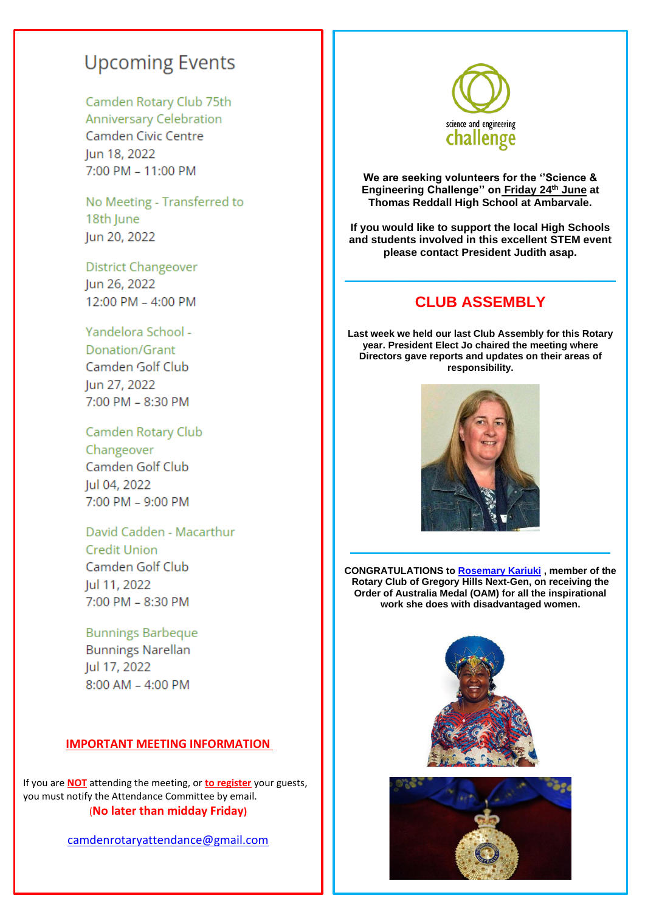## Upcoming Events

Camden Rotary Club 75th Anniversary Celebration
Camden Civic Centre
Jun 18, 2022
7:00 PM – 11:00 PM

No Meeting - Transferred to 18th June
Jun 20, 2022

District Changeover
Jun 26, 2022
12:00 PM – 4:00 PM

Yandelora School - Donation/Grant
Camden Golf Club
Jun 27, 2022
7:00 PM – 8:30 PM

Camden Rotary Club Changeover
Camden Golf Club
Jul 04, 2022
7:00 PM – 9:00 PM

David Cadden - Macarthur Credit Union
Camden Golf Club
Jul 11, 2022
7:00 PM – 8:30 PM

Bunnings Barbeque
Bunnings Narellan
Jul 17, 2022
8:00 AM – 4:00 PM

### IMPORTANT MEETING INFORMATION

If you are **NOT** attending the meeting, or **to register** your guests, you must notify the Attendance Committee by email.
**(No later than midday Friday)**

camdenrotaryattendance@gmail.com

science and engineering challenge

**We are seeking volunteers for the ''Science & Engineering Challenge'' on Friday 24th June at Thomas Reddall High School at Ambarvale.**

**If you would like to support the local High Schools and students involved in this excellent STEM event please contact President Judith asap.**

## CLUB ASSEMBLY

**Last week we held our last Club Assembly for this Rotary year. President Elect Jo chaired the meeting where Directors gave reports and updates on their areas of responsibility.**

**CONGRATULATIONS to Rosemary Kariuki , member of the Rotary Club of Gregory Hills Next-Gen, on receiving the Order of Australia Medal (OAM) for all the inspirational work she does with disadvantaged women.**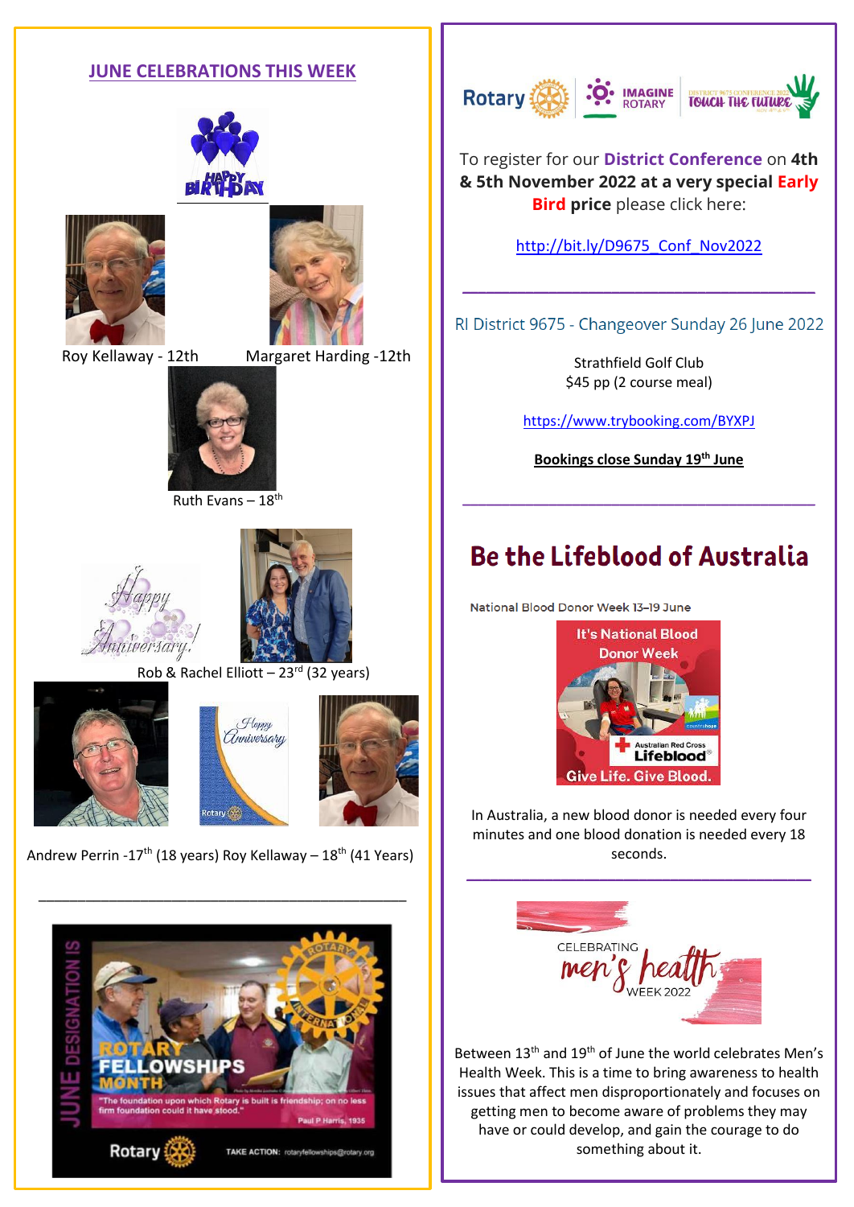## JUNE CELEBRATIONS THIS WEEK

HAPPY BIRTHDAY

Roy Kellaway - 12th

Margaret Harding -12th

Ruth Evans – 18th

Happy Anniversary!

Rob & Rachel Elliott – 23rd (32 years)

Happy Anniversary

Andrew Perrin -17th (18 years) Roy Kellaway – 18th (41 Years)

---

JUNE DESIGNATION IS

ROTARY FELLOWSHIPS MONTH

"The foundation upon which Rotary is built is friendship; on no less firm foundation could it have stood."

Paul P Harris, 1935

Rotary TAKE ACTION: rotaryfellowships@rotary.org

Rotary | IMAGINE ROTARY | TOUCH THE FUTURE

To register for our **District Conference** on **4th & 5th November 2022 at a very special Early Bird price** please click here:

http://bit.ly/D9675_Conf_Nov2022

---

RI District 9675 - Changeover Sunday 26 June 2022

Strathfield Golf Club

$45 pp (2 course meal)

https://www.trybooking.com/BYXPJ

**Bookings close Sunday 19th June**

---

## Be the Lifeblood of Australia

National Blood Donor Week 13–19 June

It's National Blood Donor Week

Australian Red Cross Lifeblood

Give Life. Give Blood.

In Australia, a new blood donor is needed every four minutes and one blood donation is needed every 18 seconds.

---

CELEBRATING men's health WEEK 2022

Between 13th and 19th of June the world celebrates Men's Health Week. This is a time to bring awareness to health issues that affect men disproportionately and focuses on getting men to become aware of problems they may have or could develop, and gain the courage to do something about it.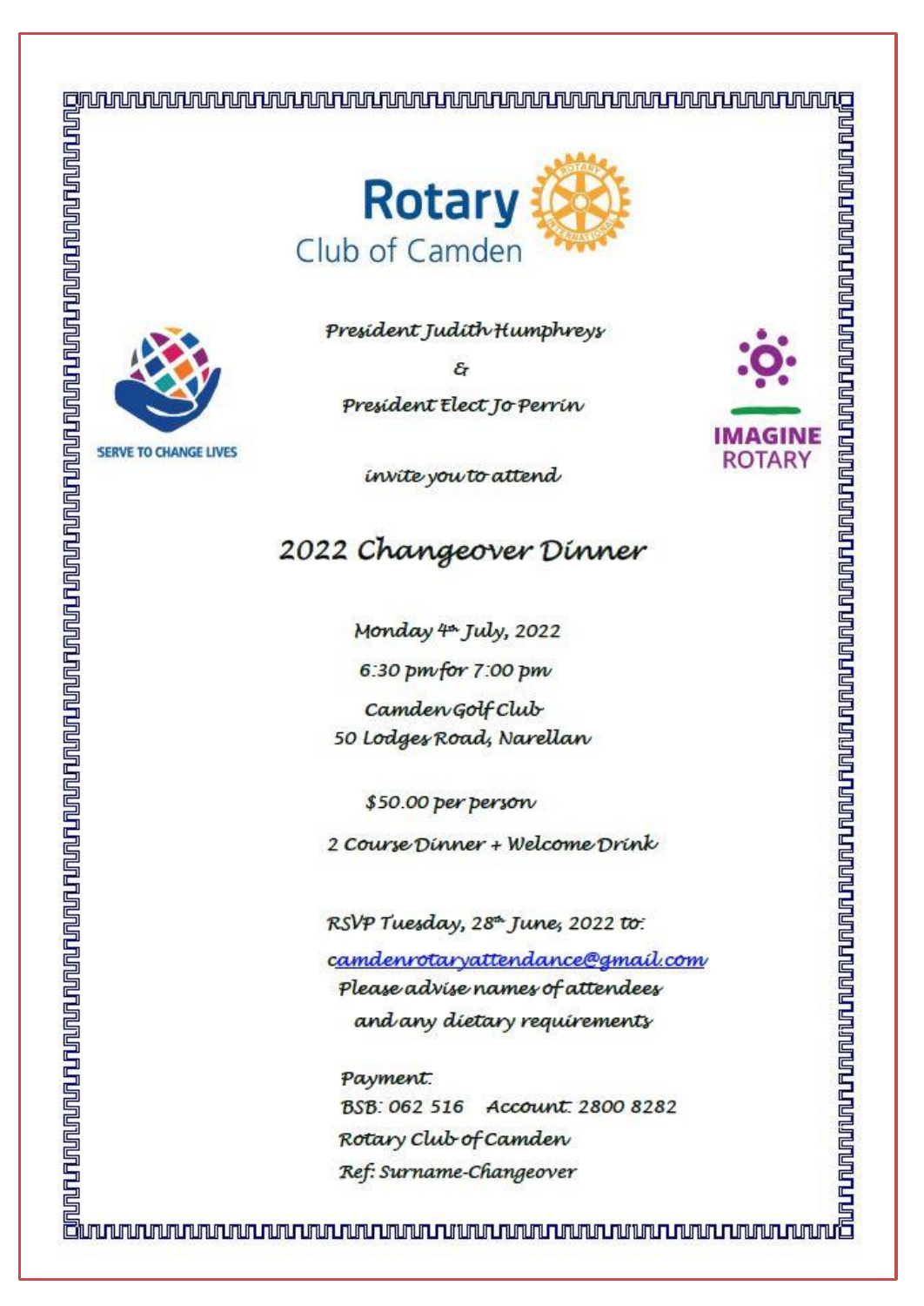# Rotary Club of Camden

SERVE TO CHANGE LIVES

IMAGINE ROTARY

*President Judith Humphreys*

*&*

*President Elect Jo Perrin*

*invite you to attend*

## *2022 Changeover Dinner*

*Monday 4th July, 2022*

*6:30 pm for 7:00 pm*

*Camden Golf Club*
*50 Lodges Road, Narellan*

*$50.00 per person*

*2 Course Dinner + Welcome Drink*

*RSVP Tuesday, 28th June, 2022 to:*

*camdenrotaryattendance@gmail.com*

*Please advise names of attendees*
*and any dietary requirements*

*Payment:*
*BSB: 062 516    Account: 2800 8282*
*Rotary Club of Camden*
*Ref: Surname-Changeover*